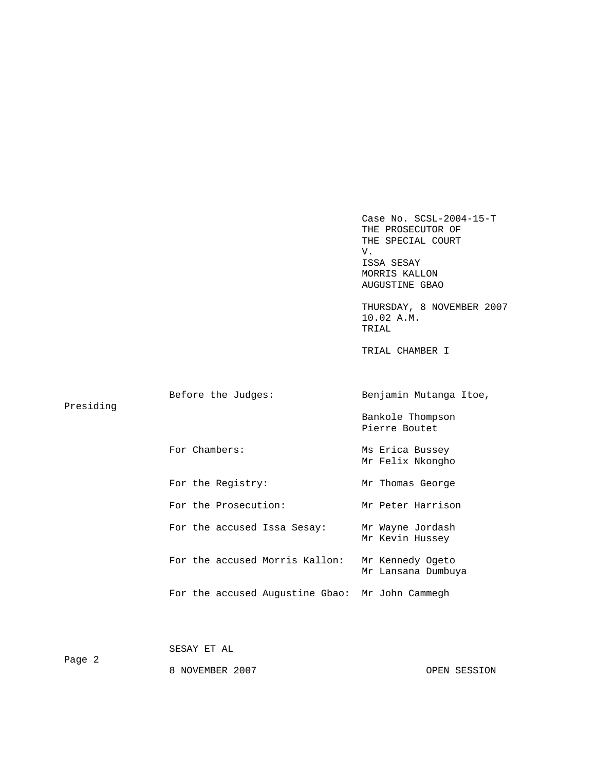Case No. SCSL-2004-15-T
THE PROSECUTOR OF
THE SPECIAL COURT
V.
ISSA SESAY
MORRIS KALLON
AUGUSTINE GBAO

THURSDAY, 8 NOVEMBER 2007
10.02 A.M.
TRIAL

TRIAL CHAMBER I

| | |
|---|---|
| Before the Judges: | Benjamin Mutanga Itoe, Presiding |
| | Bankole Thompson |
| | Pierre Boutet |
| For Chambers: | Ms Erica Bussey |
| | Mr Felix Nkongho |
| For the Registry: | Mr Thomas George |
| For the Prosecution: | Mr Peter Harrison |
| For the accused Issa Sesay: | Mr Wayne Jordash |
| | Mr Kevin Hussey |
| For the accused Morris Kallon: | Mr Kennedy Ogeto |
| | Mr Lansana Dumbuya |
| For the accused Augustine Gbao: | Mr John Cammegh |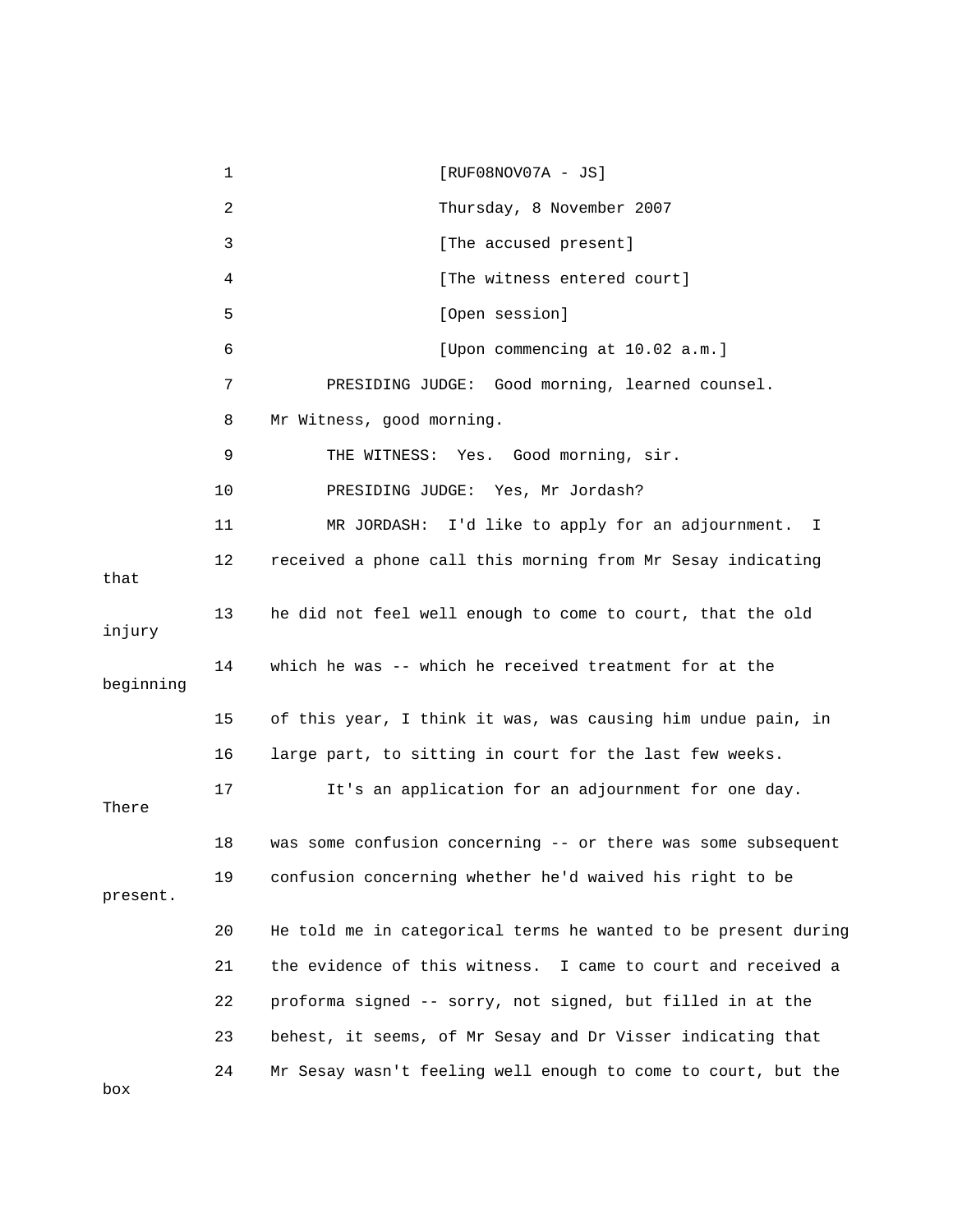1 [RUF08NOV07A - JS]

2 Thursday, 8 November 2007

3 [The accused present]

4 [The witness entered court]

5 [Open session]

6 [Upon commencing at 10.02 a.m.]

7 PRESIDING JUDGE: Good morning, learned counsel.

8 Mr Witness, good morning.

9 THE WITNESS: Yes. Good morning, sir.

10 PRESIDING JUDGE: Yes, Mr Jordash?

11 MR JORDASH: I'd like to apply for an adjournment. I

12 received a phone call this morning from Mr Sesay indicating that

13 he did not feel well enough to come to court, that the old injury

14 which he was -- which he received treatment for at the beginning

15 of this year, I think it was, was causing him undue pain, in

16 large part, to sitting in court for the last few weeks.

17 It's an application for an adjournment for one day. There

18 was some confusion concerning -- or there was some subsequent

19 confusion concerning whether he'd waived his right to be present.

20 He told me in categorical terms he wanted to be present during

21 the evidence of this witness. I came to court and received a

22 proforma signed -- sorry, not signed, but filled in at the

23 behest, it seems, of Mr Sesay and Dr Visser indicating that

24 Mr Sesay wasn't feeling well enough to come to court, but the box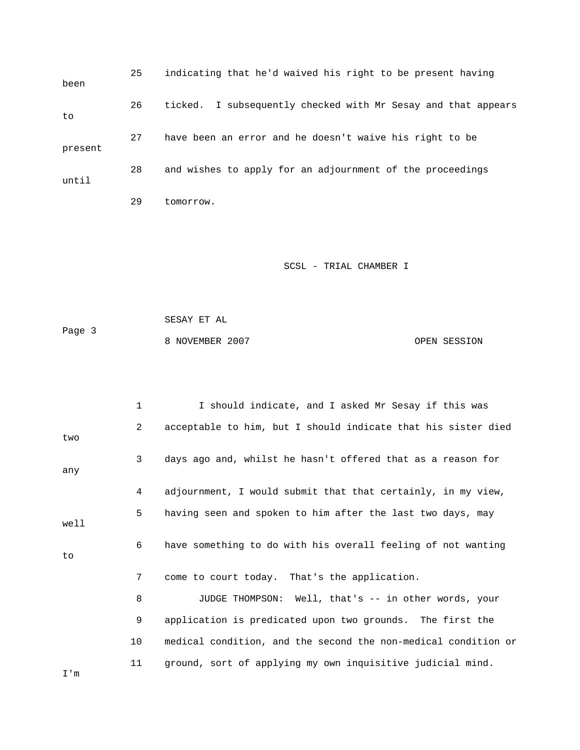25 indicating that he'd waived his right to be present having been

26 ticked. I subsequently checked with Mr Sesay and that appears to

27 have been an error and he doesn't waive his right to be present

28 and wishes to apply for an adjournment of the proceedings until

29 tomorrow.

1 I should indicate, and I asked Mr Sesay if this was

2 acceptable to him, but I should indicate that his sister died two

3 days ago and, whilst he hasn't offered that as a reason for any

4 adjournment, I would submit that that certainly, in my view,

5 having seen and spoken to him after the last two days, may well

6 have something to do with his overall feeling of not wanting to

7 come to court today. That's the application.

8 JUDGE THOMPSON: Well, that's -- in other words, your

9 application is predicated upon two grounds. The first the

10 medical condition, and the second the non-medical condition or

11 ground, sort of applying my own inquisitive judicial mind. I'm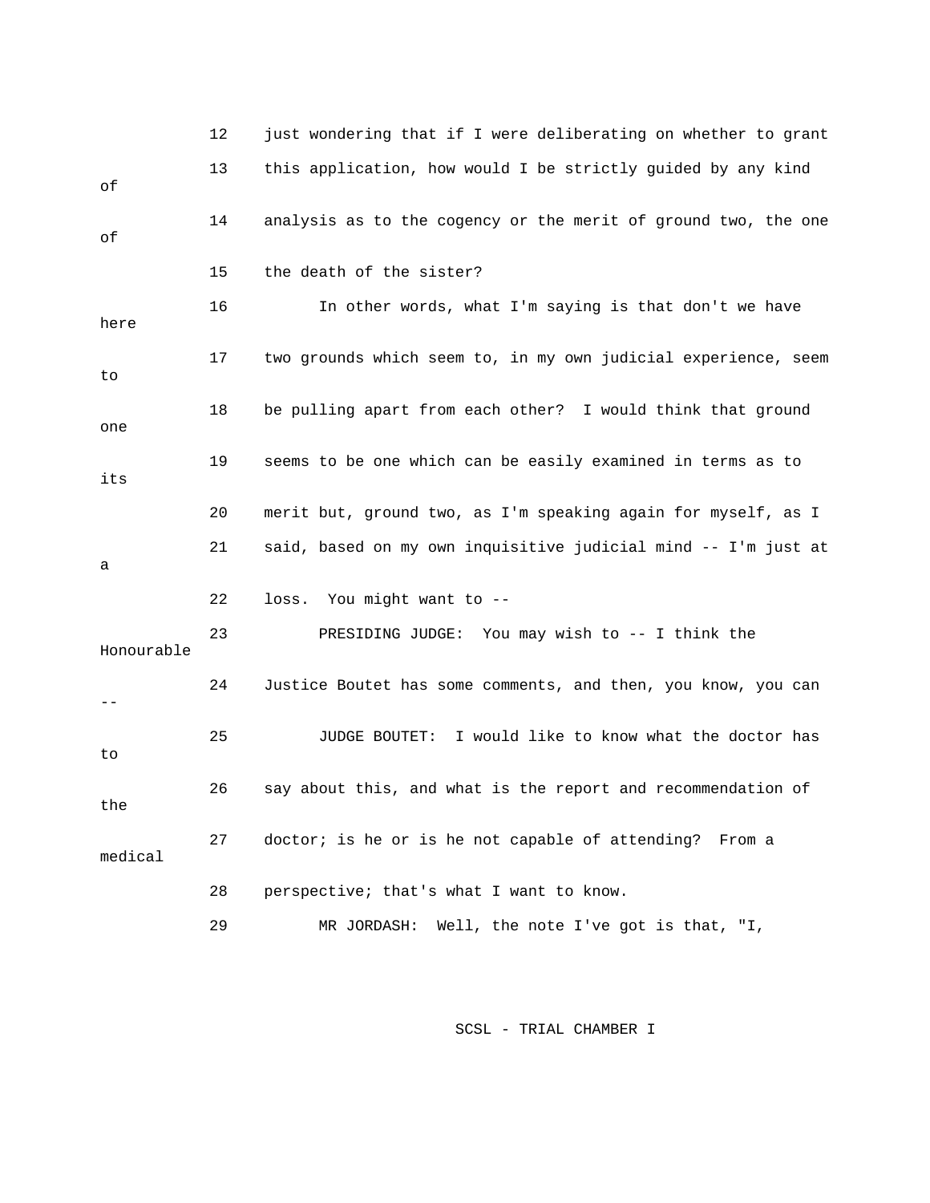12 just wondering that if I were deliberating on whether to grant
13 this application, how would I be strictly guided by any kind of
14 analysis as to the cogency or the merit of ground two, the one of
15 the death of the sister?

16 In other words, what I'm saying is that don't we have here
17 two grounds which seem to, in my own judicial experience, seem to
18 be pulling apart from each other? I would think that ground one
19 seems to be one which can be easily examined in terms as to its
20 merit but, ground two, as I'm speaking again for myself, as I
21 said, based on my own inquisitive judicial mind -- I'm just at a
22 loss. You might want to --

23 PRESIDING JUDGE: You may wish to -- I think the Honourable
24 Justice Boutet has some comments, and then, you know, you can --

25 JUDGE BOUTET: I would like to know what the doctor has to
26 say about this, and what is the report and recommendation of the
27 doctor; is he or is he not capable of attending? From a medical
28 perspective; that's what I want to know.

29 MR JORDASH: Well, the note I've got is that, "I,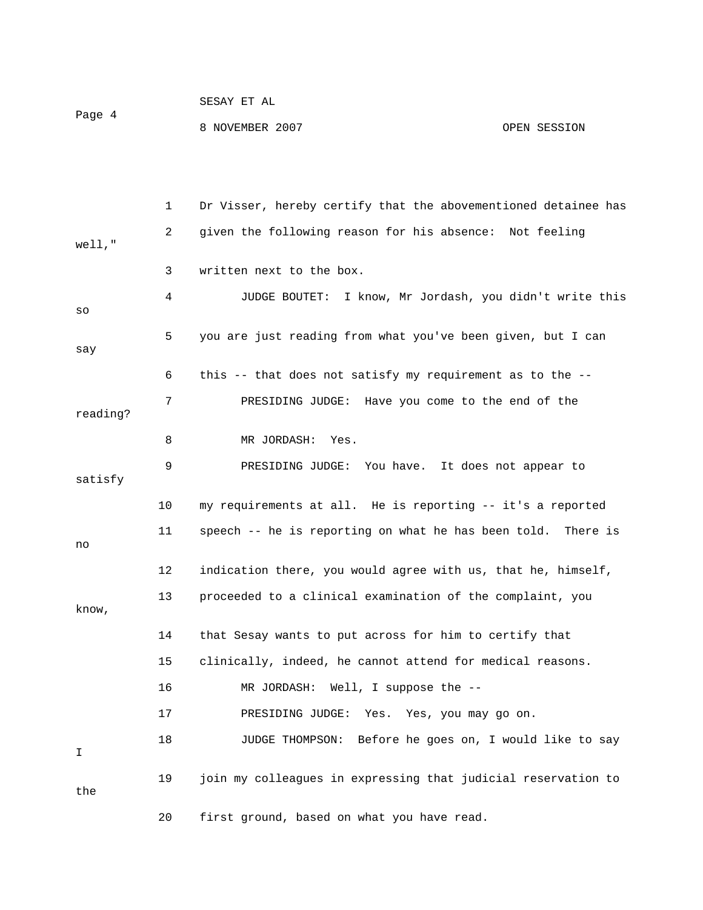1 Dr Visser, hereby certify that the abovementioned detainee has

2 given the following reason for his absence: Not feeling well,"

3 written next to the box.

4 JUDGE BOUTET: I know, Mr Jordash, you didn't write this so

5 you are just reading from what you've been given, but I can say

6 this -- that does not satisfy my requirement as to the --

7 PRESIDING JUDGE: Have you come to the end of the reading?

8 MR JORDASH: Yes.

9 PRESIDING JUDGE: You have. It does not appear to satisfy

10 my requirements at all. He is reporting -- it's a reported

11 speech -- he is reporting on what he has been told. There is no

12 indication there, you would agree with us, that he, himself,

13 proceeded to a clinical examination of the complaint, you know,

14 that Sesay wants to put across for him to certify that

15 clinically, indeed, he cannot attend for medical reasons.

16 MR JORDASH: Well, I suppose the --

17 PRESIDING JUDGE: Yes. Yes, you may go on.

18 JUDGE THOMPSON: Before he goes on, I would like to say I

19 join my colleagues in expressing that judicial reservation to the

20 first ground, based on what you have read.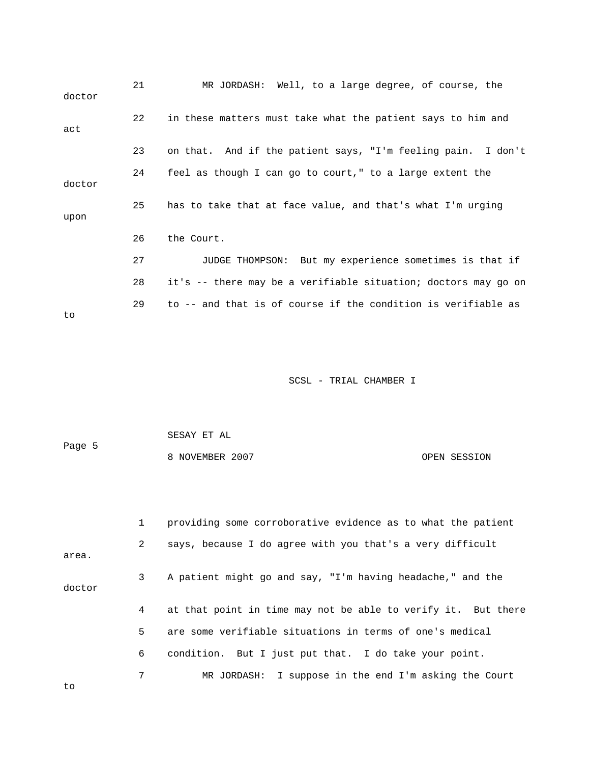21 MR JORDASH: Well, to a large degree, of course, the doctor

22 in these matters must take what the patient says to him and act

23 on that. And if the patient says, "I'm feeling pain. I don't

24 feel as though I can go to court," to a large extent the doctor

25 has to take that at face value, and that's what I'm urging upon

26 the Court.

27 JUDGE THOMPSON: But my experience sometimes is that if

28 it's -- there may be a verifiable situation; doctors may go on

29 to -- and that is of course if the condition is verifiable as to

1 providing some corroborative evidence as to what the patient

2 says, because I do agree with you that's a very difficult area.

3 A patient might go and say, "I'm having headache," and the doctor

4 at that point in time may not be able to verify it. But there

5 are some verifiable situations in terms of one's medical

6 condition. But I just put that. I do take your point.

7 MR JORDASH: I suppose in the end I'm asking the Court to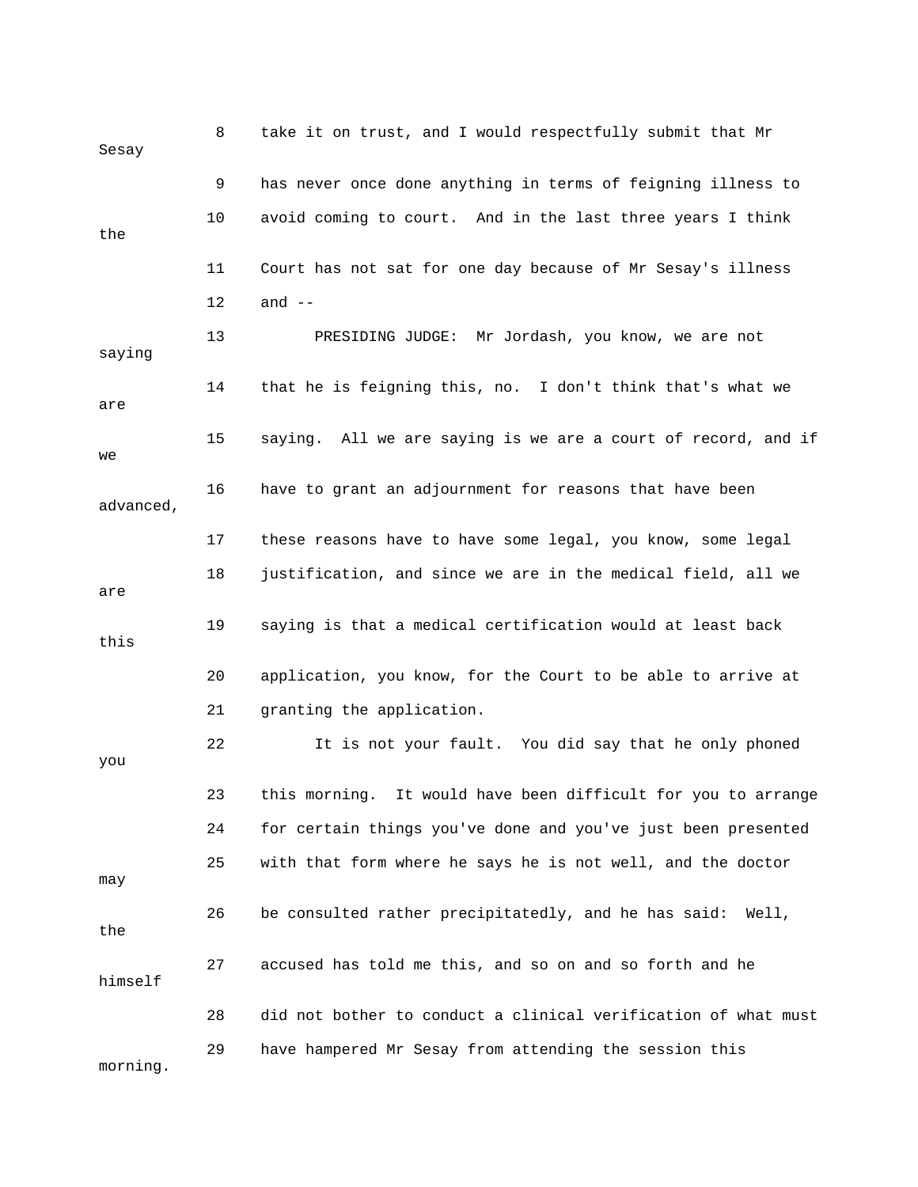8 take it on trust, and I would respectfully submit that Mr Sesay

9 has never once done anything in terms of feigning illness to

10 avoid coming to court. And in the last three years I think the

11 Court has not sat for one day because of Mr Sesay's illness

12 and --

13 PRESIDING JUDGE: Mr Jordash, you know, we are not saying

14 that he is feigning this, no. I don't think that's what we are

15 saying. All we are saying is we are a court of record, and if we

16 have to grant an adjournment for reasons that have been advanced,

17 these reasons have to have some legal, you know, some legal

18 justification, and since we are in the medical field, all we are

19 saying is that a medical certification would at least back this

20 application, you know, for the Court to be able to arrive at

21 granting the application.

22 It is not your fault. You did say that he only phoned you

23 this morning. It would have been difficult for you to arrange

24 for certain things you've done and you've just been presented

25 with that form where he says he is not well, and the doctor may

26 be consulted rather precipitatedly, and he has said: Well, the

27 accused has told me this, and so on and so forth and he himself

28 did not bother to conduct a clinical verification of what must

29 have hampered Mr Sesay from attending the session this morning.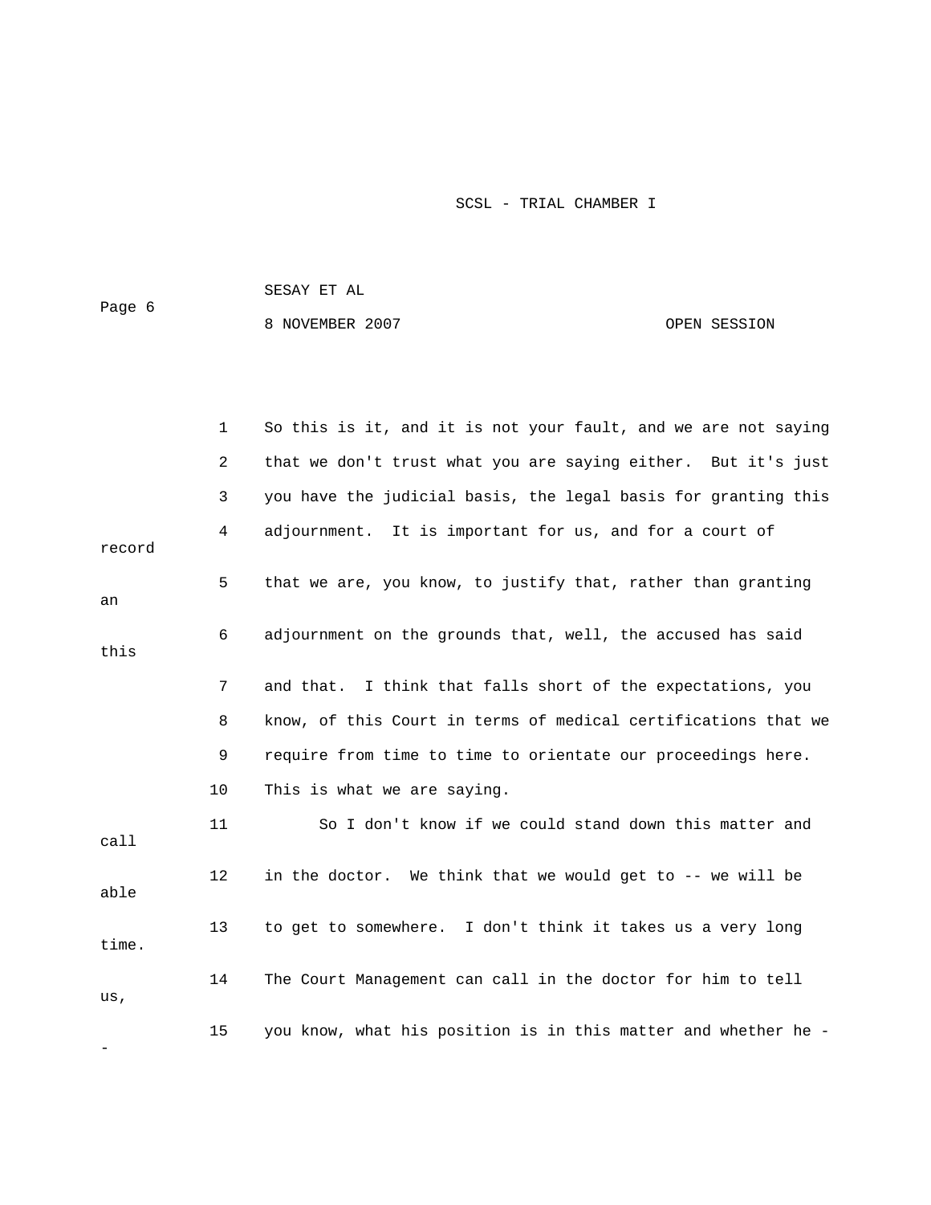1 So this is it, and it is not your fault, and we are not saying

2 that we don't trust what you are saying either. But it's just

3 you have the judicial basis, the legal basis for granting this

4 adjournment. It is important for us, and for a court of record

5 that we are, you know, to justify that, rather than granting an

6 adjournment on the grounds that, well, the accused has said this

7 and that. I think that falls short of the expectations, you

8 know, of this Court in terms of medical certifications that we

9 require from time to time to orientate our proceedings here.

10 This is what we are saying.

11 So I don't know if we could stand down this matter and call

12 in the doctor. We think that we would get to -- we will be able

13 to get to somewhere. I don't think it takes us a very long time.

14 The Court Management can call in the doctor for him to tell us,

15 you know, what his position is in this matter and whether he --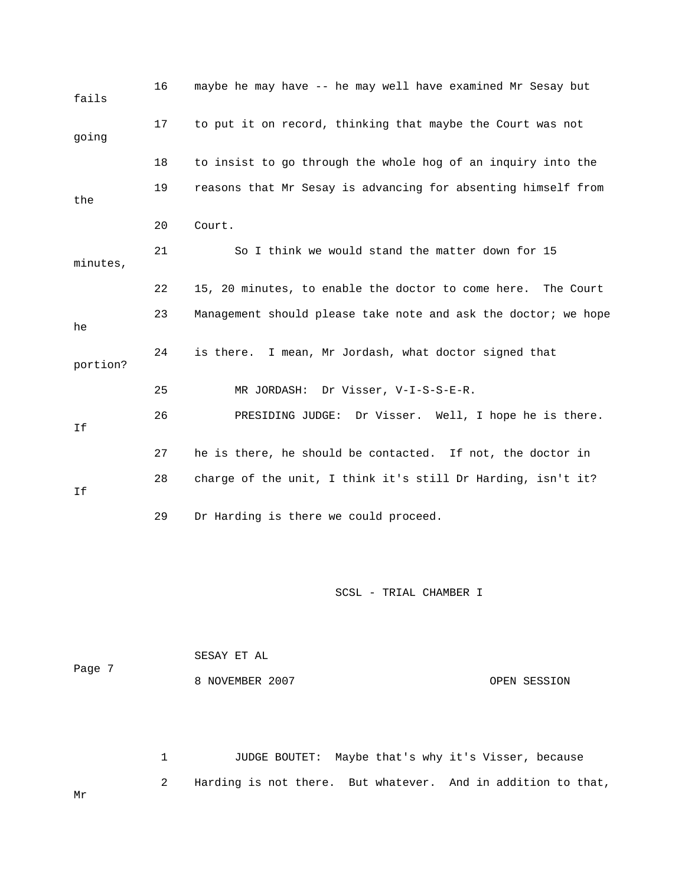16 maybe he may have -- he may well have examined Mr Sesay but fails

17 to put it on record, thinking that maybe the Court was not going

18 to insist to go through the whole hog of an inquiry into the

19 reasons that Mr Sesay is advancing for absenting himself from the

20 Court.

21 So I think we would stand the matter down for 15 minutes,

22 15, 20 minutes, to enable the doctor to come here. The Court

23 Management should please take note and ask the doctor; we hope he

24 is there. I mean, Mr Jordash, what doctor signed that portion?

25 MR JORDASH: Dr Visser, V-I-S-S-E-R.

26 PRESIDING JUDGE: Dr Visser. Well, I hope he is there. If

27 he is there, he should be contacted. If not, the doctor in

28 charge of the unit, I think it's still Dr Harding, isn't it? If

29 Dr Harding is there we could proceed.

1 JUDGE BOUTET: Maybe that's why it's Visser, because

2 Harding is not there. But whatever. And in addition to that, Mr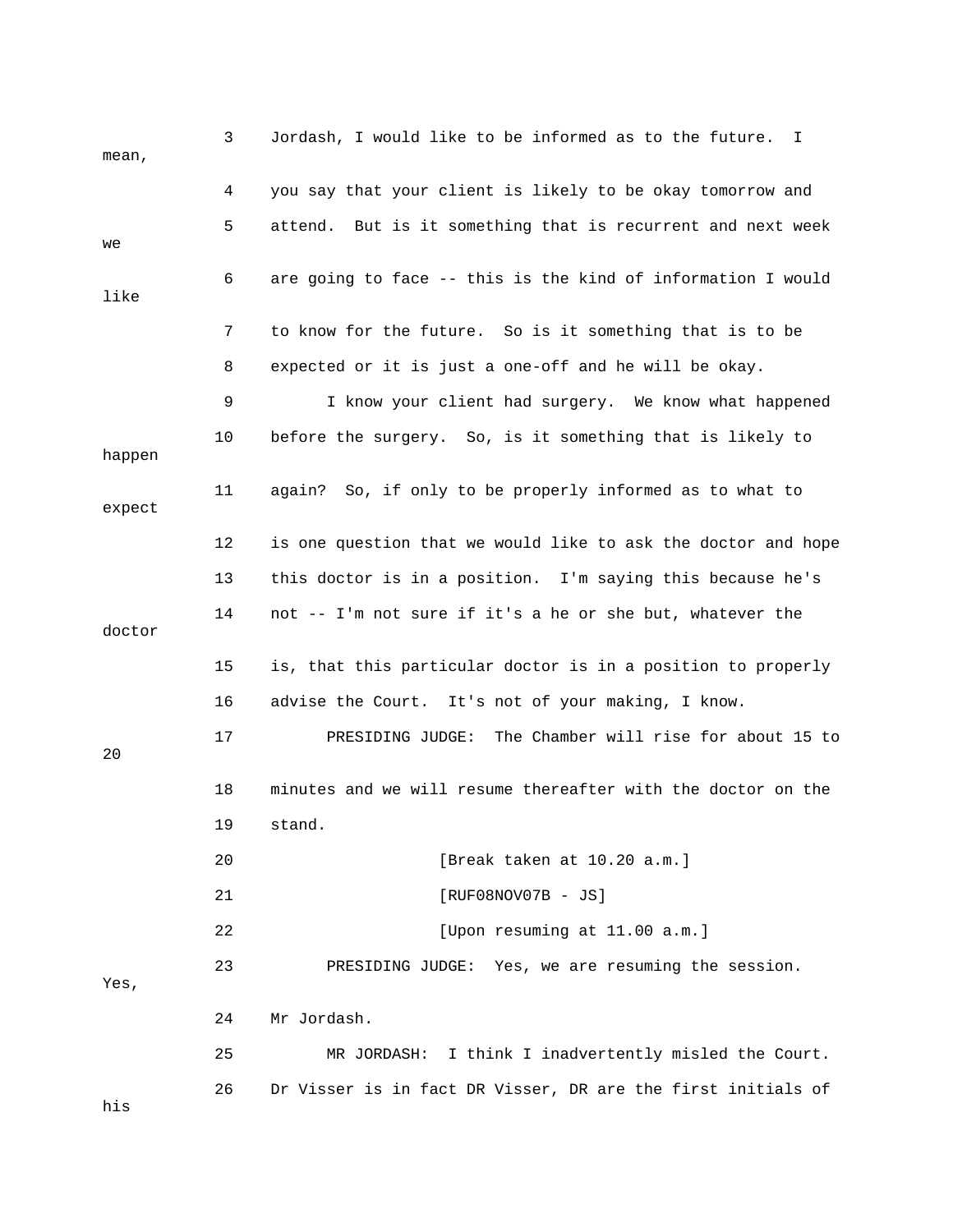3 Jordash, I would like to be informed as to the future. I mean,

4 you say that your client is likely to be okay tomorrow and

5 attend. But is it something that is recurrent and next week we

6 are going to face -- this is the kind of information I would like

7 to know for the future. So is it something that is to be

8 expected or it is just a one-off and he will be okay.

9 I know your client had surgery. We know what happened

10 before the surgery. So, is it something that is likely to happen

11 again? So, if only to be properly informed as to what to expect

12 is one question that we would like to ask the doctor and hope

13 this doctor is in a position. I'm saying this because he's

14 not -- I'm not sure if it's a he or she but, whatever the doctor

15 is, that this particular doctor is in a position to properly

16 advise the Court. It's not of your making, I know.

17 PRESIDING JUDGE: The Chamber will rise for about 15 to 20

18 minutes and we will resume thereafter with the doctor on the

19 stand.

20 [Break taken at 10.20 a.m.]

21 [RUF08NOV07B - JS]

22 [Upon resuming at 11.00 a.m.]

23 PRESIDING JUDGE: Yes, we are resuming the session. Yes,

24 Mr Jordash.

25 MR JORDASH: I think I inadvertently misled the Court.

26 Dr Visser is in fact DR Visser, DR are the first initials of his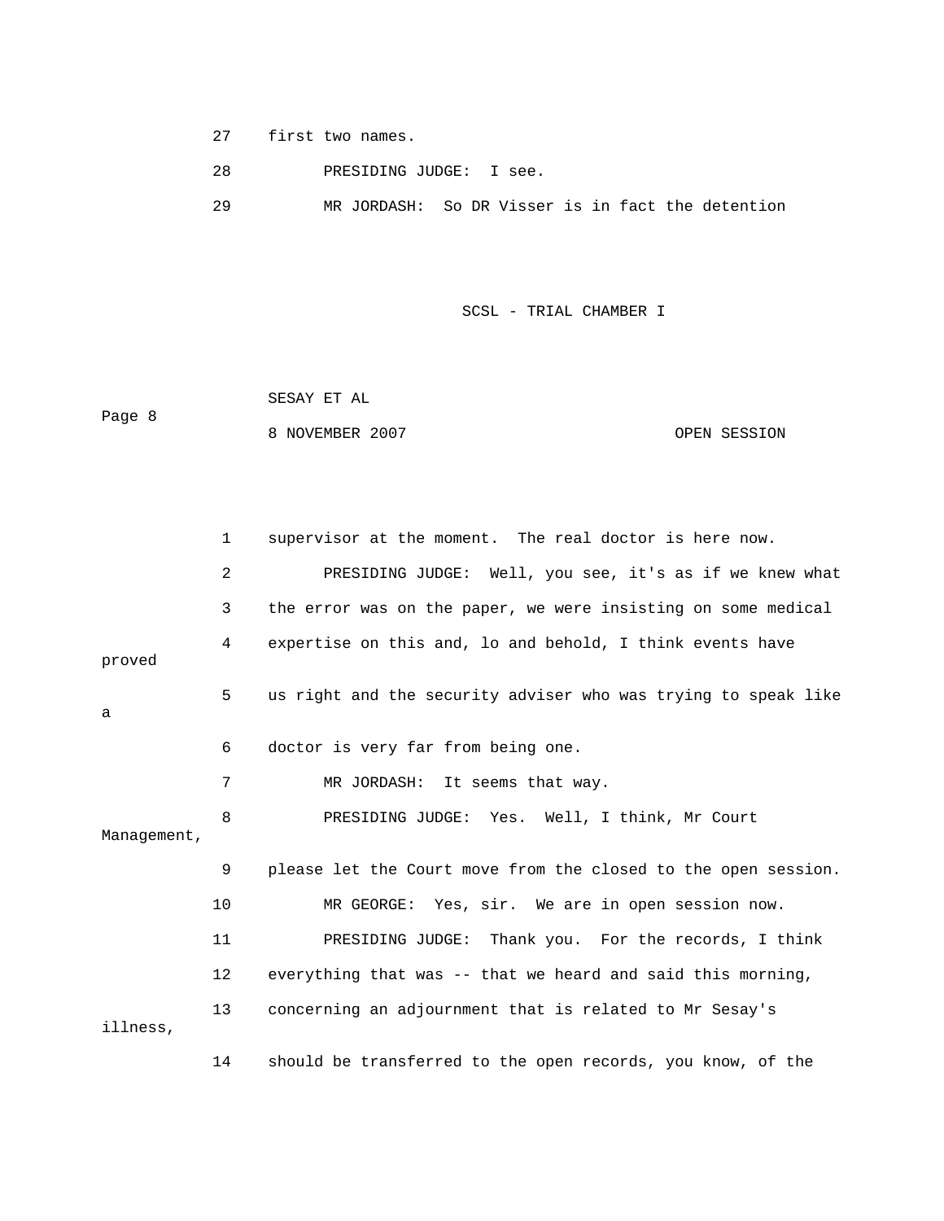27 first two names.

28 PRESIDING JUDGE: I see.

29 MR JORDASH: So DR Visser is in fact the detention

1 supervisor at the moment. The real doctor is here now.

2 PRESIDING JUDGE: Well, you see, it's as if we knew what

3 the error was on the paper, we were insisting on some medical

4 expertise on this and, lo and behold, I think events have proved

5 us right and the security adviser who was trying to speak like a

6 doctor is very far from being one.

7 MR JORDASH: It seems that way.

8 PRESIDING JUDGE: Yes. Well, I think, Mr Court Management,

9 please let the Court move from the closed to the open session.

10 MR GEORGE: Yes, sir. We are in open session now.

11 PRESIDING JUDGE: Thank you. For the records, I think

12 everything that was -- that we heard and said this morning,

13 concerning an adjournment that is related to Mr Sesay's illness,

14 should be transferred to the open records, you know, of the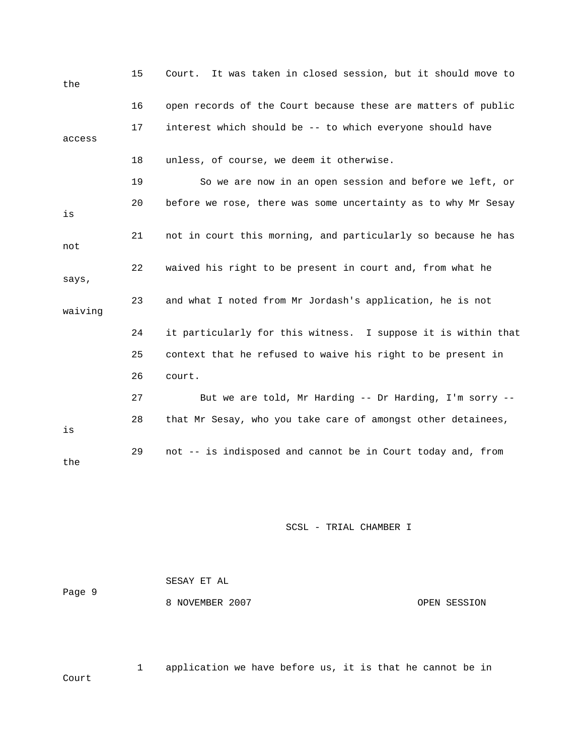15 Court. It was taken in closed session, but it should move to the

16 open records of the Court because these are matters of public

17 interest which should be -- to which everyone should have access

18 unless, of course, we deem it otherwise.

19 So we are now in an open session and before we left, or

20 before we rose, there was some uncertainty as to why Mr Sesay is

21 not in court this morning, and particularly so because he has not

22 waived his right to be present in court and, from what he says,

23 and what I noted from Mr Jordash's application, he is not waiving

24 it particularly for this witness. I suppose it is within that

25 context that he refused to waive his right to be present in

26 court.

27 But we are told, Mr Harding -- Dr Harding, I'm sorry --

28 that Mr Sesay, who you take care of amongst other detainees, is

29 not -- is indisposed and cannot be in Court today and, from the

1 application we have before us, it is that he cannot be in Court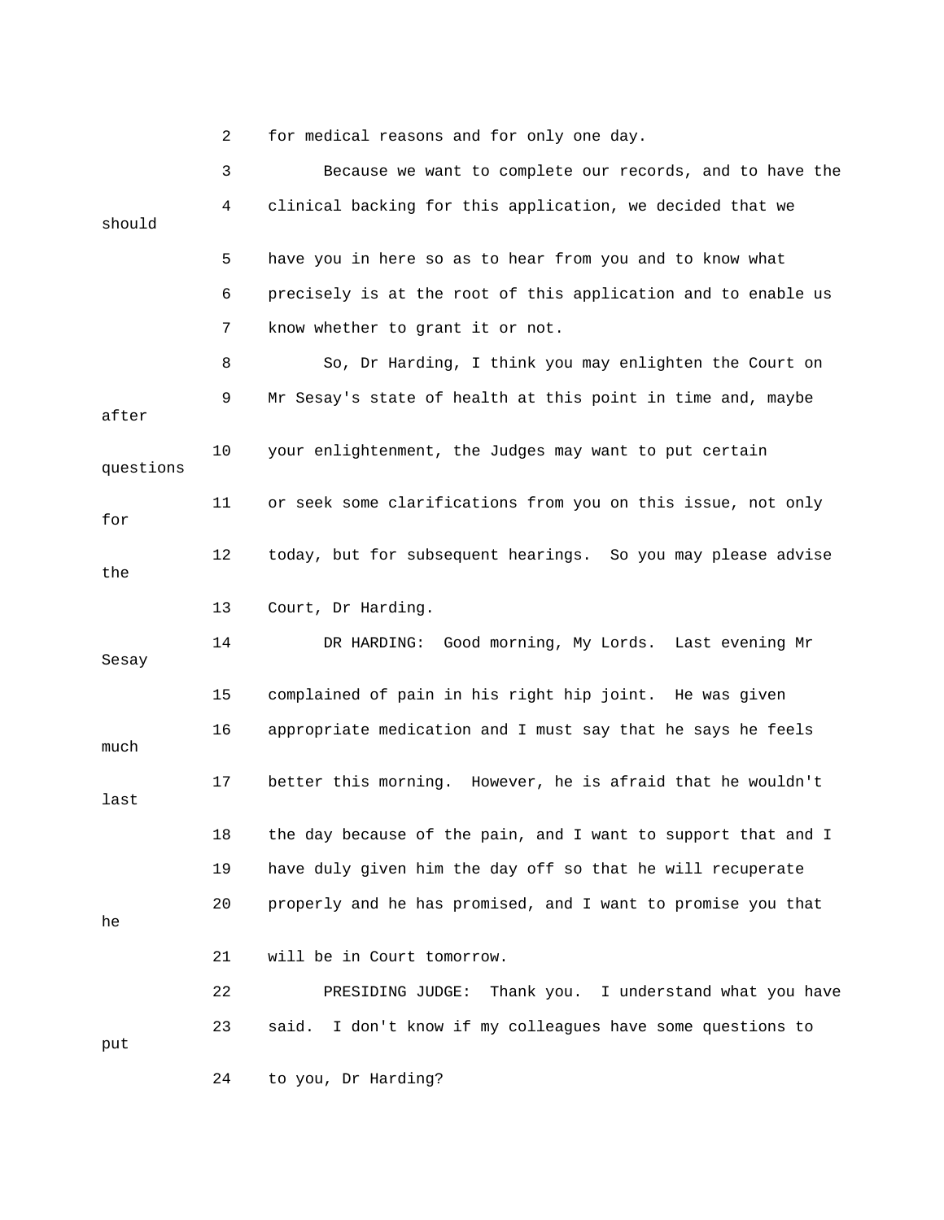for medical reasons and for only one day.

Because we want to complete our records, and to have the clinical backing for this application, we decided that we should have you in here so as to hear from you and to know what precisely is at the root of this application and to enable us know whether to grant it or not.

So, Dr Harding, I think you may enlighten the Court on Mr Sesay's state of health at this point in time and, maybe after your enlightenment, the Judges may want to put certain questions or seek some clarifications from you on this issue, not only for today, but for subsequent hearings. So you may please advise the Court, Dr Harding.

DR HARDING: Good morning, My Lords. Last evening Mr Sesay complained of pain in his right hip joint. He was given appropriate medication and I must say that he says he feels much better this morning. However, he is afraid that he wouldn't last the day because of the pain, and I want to support that and I have duly given him the day off so that he will recuperate properly and he has promised, and I want to promise you that he will be in Court tomorrow.

PRESIDING JUDGE: Thank you. I understand what you have said. I don't know if my colleagues have some questions to put to you, Dr Harding?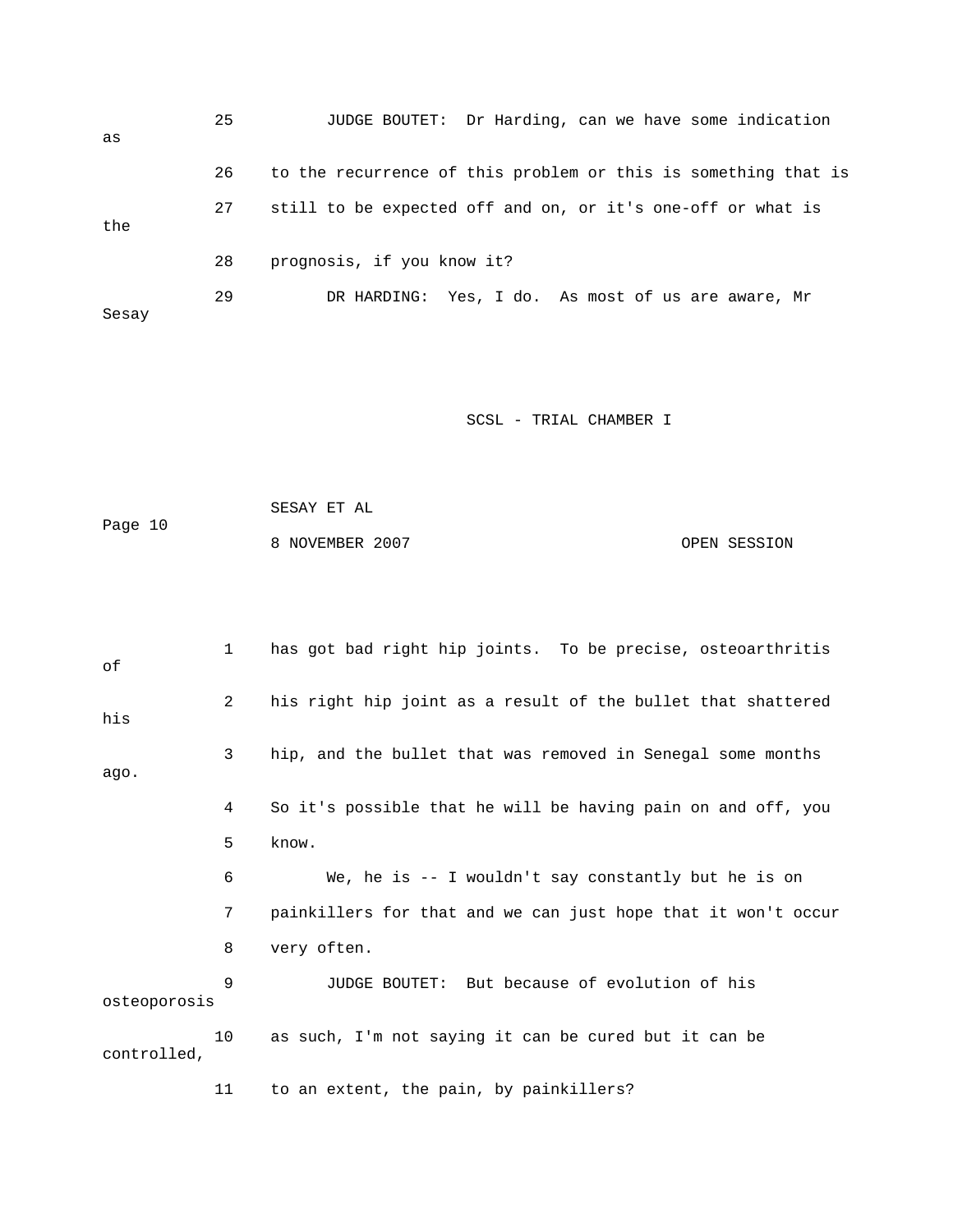25 JUDGE BOUTET: Dr Harding, can we have some indication as

26 to the recurrence of this problem or this is something that is

27 still to be expected off and on, or it's one-off or what is the

28 prognosis, if you know it?

29 DR HARDING: Yes, I do. As most of us are aware, Mr Sesay

1 has got bad right hip joints. To be precise, osteoarthritis of

2 his right hip joint as a result of the bullet that shattered his

3 hip, and the bullet that was removed in Senegal some months ago.

4 So it's possible that he will be having pain on and off, you

5 know.

6 We, he is -- I wouldn't say constantly but he is on

7 painkillers for that and we can just hope that it won't occur

8 very often.

9 JUDGE BOUTET: But because of evolution of his osteoporosis

10 as such, I'm not saying it can be cured but it can be controlled,

11 to an extent, the pain, by painkillers?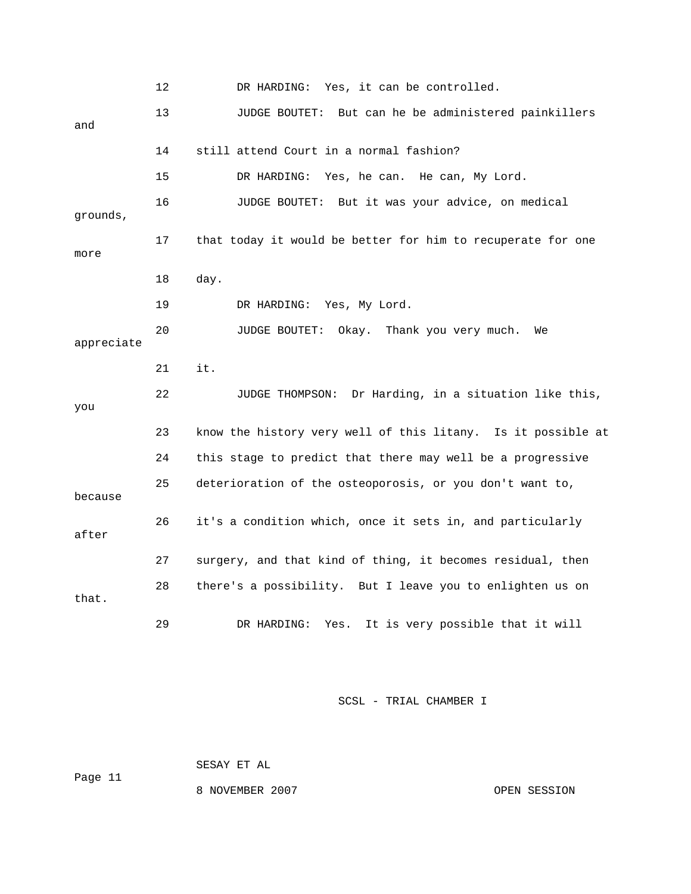12 DR HARDING: Yes, it can be controlled.

13 JUDGE BOUTET: But can he be administered painkillers and

14 still attend Court in a normal fashion?

15 DR HARDING: Yes, he can. He can, My Lord.

16 JUDGE BOUTET: But it was your advice, on medical grounds,

17 that today it would be better for him to recuperate for one more

18 day.

19 DR HARDING: Yes, My Lord.

20 JUDGE BOUTET: Okay. Thank you very much. We appreciate

21 it.

22 JUDGE THOMPSON: Dr Harding, in a situation like this, you

23 know the history very well of this litany. Is it possible at

24 this stage to predict that there may well be a progressive

25 deterioration of the osteoporosis, or you don't want to, because

26 it's a condition which, once it sets in, and particularly after

27 surgery, and that kind of thing, it becomes residual, then

28 there's a possibility. But I leave you to enlighten us on that.

29 DR HARDING: Yes. It is very possible that it will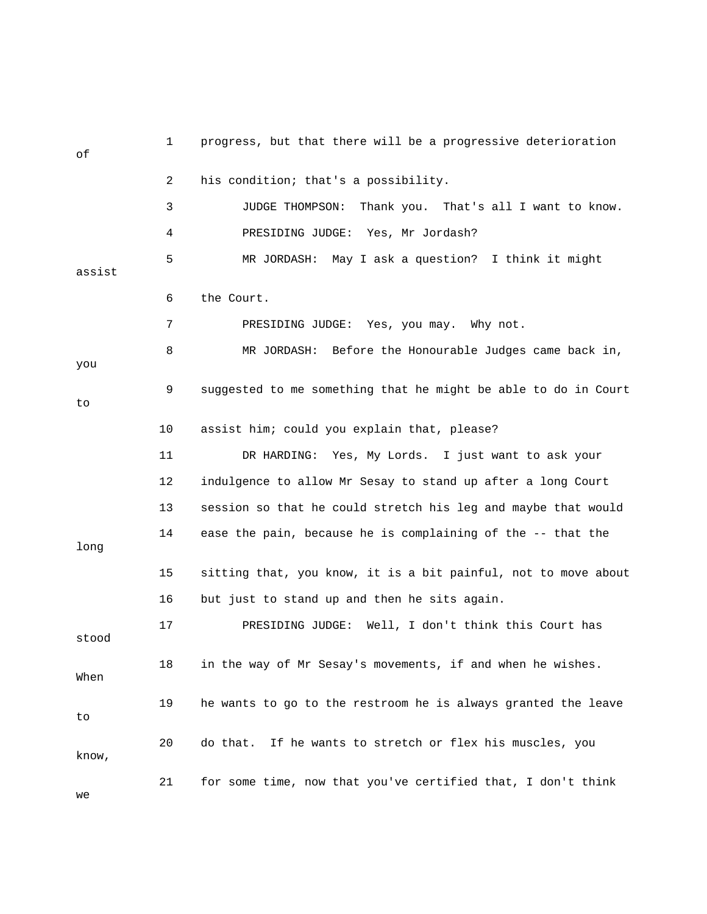1 progress, but that there will be a progressive deterioration of

2 his condition; that's a possibility.

3 JUDGE THOMPSON: Thank you. That's all I want to know.

4 PRESIDING JUDGE: Yes, Mr Jordash?

5 MR JORDASH: May I ask a question? I think it might assist

6 the Court.

7 PRESIDING JUDGE: Yes, you may. Why not.

8 MR JORDASH: Before the Honourable Judges came back in, you

9 suggested to me something that he might be able to do in Court to

10 assist him; could you explain that, please?

11 DR HARDING: Yes, My Lords. I just want to ask your

12 indulgence to allow Mr Sesay to stand up after a long Court

13 session so that he could stretch his leg and maybe that would

14 ease the pain, because he is complaining of the -- that the long

15 sitting that, you know, it is a bit painful, not to move about

16 but just to stand up and then he sits again.

17 PRESIDING JUDGE: Well, I don't think this Court has stood

18 in the way of Mr Sesay's movements, if and when he wishes. When

19 he wants to go to the restroom he is always granted the leave to

20 do that. If he wants to stretch or flex his muscles, you know,

21 for some time, now that you've certified that, I don't think we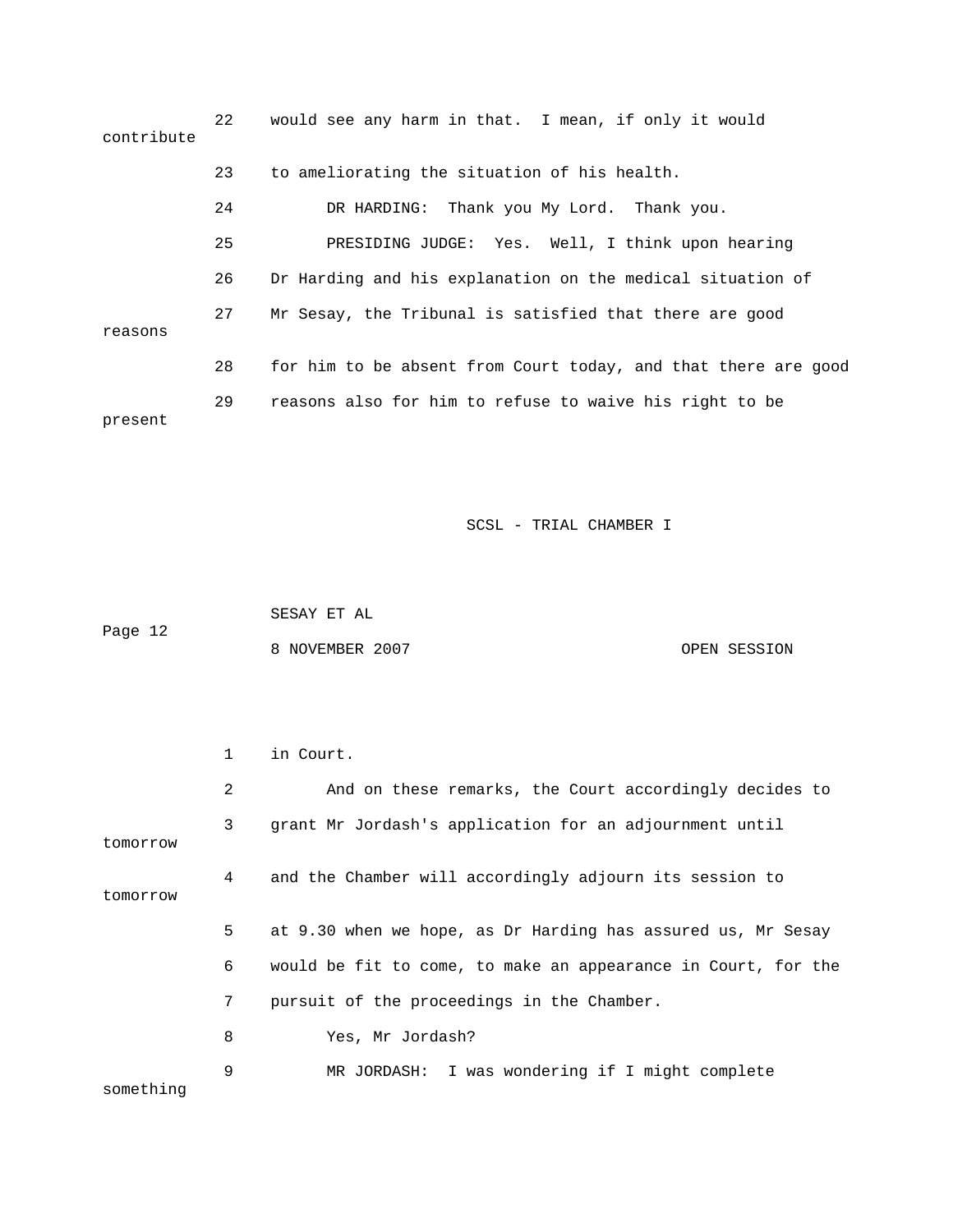22 would see any harm in that. I mean, if only it would contribute

23 to ameliorating the situation of his health.

24 DR HARDING: Thank you My Lord. Thank you.

25 PRESIDING JUDGE: Yes. Well, I think upon hearing

26 Dr Harding and his explanation on the medical situation of

27 Mr Sesay, the Tribunal is satisfied that there are good reasons

28 for him to be absent from Court today, and that there are good

29 reasons also for him to refuse to waive his right to be present

1 in Court.

2 And on these remarks, the Court accordingly decides to

3 grant Mr Jordash's application for an adjournment until tomorrow

4 and the Chamber will accordingly adjourn its session to tomorrow

5 at 9.30 when we hope, as Dr Harding has assured us, Mr Sesay

6 would be fit to come, to make an appearance in Court, for the

7 pursuit of the proceedings in the Chamber.

8 Yes, Mr Jordash?

9 MR JORDASH: I was wondering if I might complete something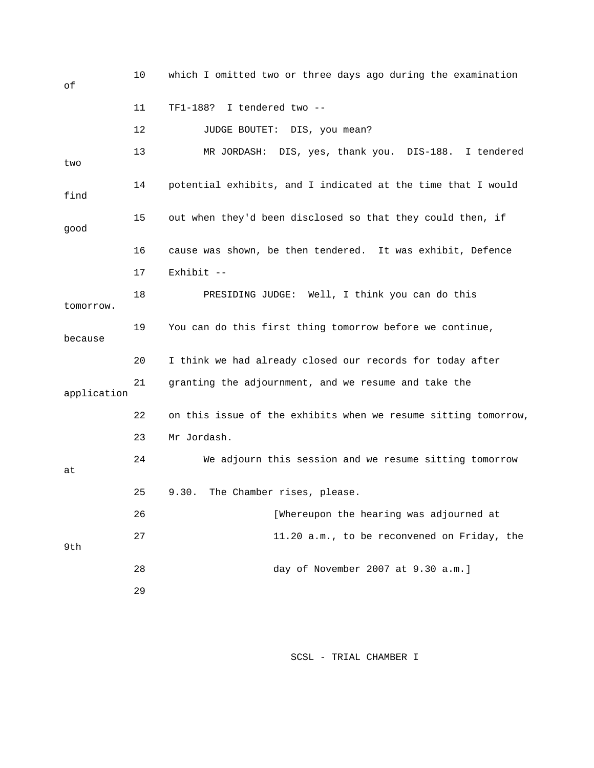10 which I omitted two or three days ago during the examination of

11 TF1-188? I tendered two --

12 JUDGE BOUTET: DIS, you mean?

13 MR JORDASH: DIS, yes, thank you. DIS-188. I tendered two

14 potential exhibits, and I indicated at the time that I would find

15 out when they'd been disclosed so that they could then, if good

16 cause was shown, be then tendered. It was exhibit, Defence

17 Exhibit --

18 PRESIDING JUDGE: Well, I think you can do this tomorrow.

19 You can do this first thing tomorrow before we continue, because

20 I think we had already closed our records for today after

21 granting the adjournment, and we resume and take the application

22 on this issue of the exhibits when we resume sitting tomorrow,

23 Mr Jordash.

24 We adjourn this session and we resume sitting tomorrow at

25 9.30. The Chamber rises, please.

26 [Whereupon the hearing was adjourned at

27 11.20 a.m., to be reconvened on Friday, the 9th

28 day of November 2007 at 9.30 a.m.]

29